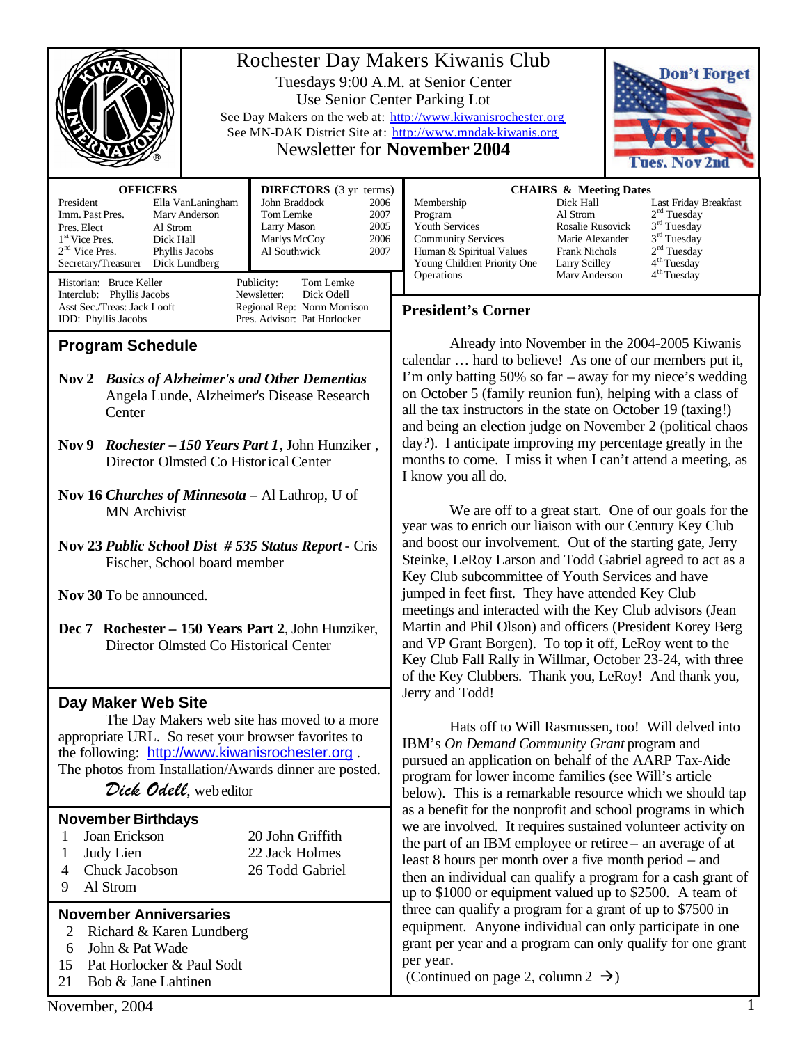# Rochester Day Makers Kiwanis Club

Tuesdays 9:00 A.M. at Senior Center
Use Senior Center Parking Lot
See Day Makers on the web at: http://www.kiwanisrochester.org
See MN-DAK District Site at: http://www.mndak-kiwanis.org
Newsletter for **November 2004**

Don't Forget Vote Tues, Nov 2nd

| OFFICERS | |
|---|---|
| President | Ella VanLaningham |
| Imm. Past Pres. | Marv Anderson |
| Pres. Elect | Al Strom |
| 1st Vice Pres. | Dick Hall |
| 2nd Vice Pres. | Phyllis Jacobs |
| Secretary/Treasurer | Dick Lundberg |

| DIRECTORS (3 yr terms) | |
|---|---|
| John Braddock | 2006 |
| Tom Lemke | 2007 |
| Larry Mason | 2005 |
| Marlys McCoy | 2006 |
| Al Southwick | 2007 |

Historian: Bruce Keller
Interclub: Phyllis Jacobs
Asst Sec./Treas: Jack Looft
IDD: Phyllis Jacobs
Publicity: Tom Lemke
Newsletter: Dick Odell
Regional Rep: Norm Morrison
Pres. Advisor: Pat Horlocker

| CHAIRS & Meeting Dates | | |
|---|---|---|
| Membership | Dick Hall | Last Friday Breakfast |
| Program | Al Strom | 2nd Tuesday |
| Youth Services | Rosalie Rusovick | 3rd Tuesday |
| Community Services | Marie Alexander | 3rd Tuesday |
| Human & Spiritual Values | Frank Nichols | 2nd Tuesday |
| Young Children Priority One | Larry Scilley | 4th Tuesday |
| Operations | Marv Anderson | 4th Tuesday |

## Program Schedule

**Nov 2** ***Basics of Alzheimer's and Other Dementias*** Angela Lunde, Alzheimer's Disease Research Center

**Nov 9** ***Rochester – 150 Years Part 1***, John Hunziker , Director Olmsted Co Historical Center

**Nov 16** ***Churches of Minnesota*** – Al Lathrop, U of MN Archivist

**Nov 23** ***Public School Dist # 535 Status Report*** - Cris Fischer, School board member

**Nov 30** To be announced.

**Dec 7** **Rochester – 150 Years Part 2**, John Hunziker, Director Olmsted Co Historical Center

## Day Maker Web Site

The Day Makers web site has moved to a more appropriate URL. So reset your browser favorites to the following: http://www.kiwanisrochester.org . The photos from Installation/Awards dinner are posted.

*Dick Odell*, web editor

## November Birthdays

| | | | |
|---|---|---|---|
| 1 | Joan Erickson | 20 | John Griffith |
| 1 | Judy Lien | 22 | Jack Holmes |
| 4 | Chuck Jacobson | 26 | Todd Gabriel |
| 9 | Al Strom | | |

## November Anniversaries

- 2 Richard & Karen Lundberg
- 6 John & Pat Wade
- 15 Pat Horlocker & Paul Sodt
- 21 Bob & Jane Lahtinen

## President's Corner

Already into November in the 2004-2005 Kiwanis calendar … hard to believe! As one of our members put it, I'm only batting 50% so far – away for my niece's wedding on October 5 (family reunion fun), helping with a class of all the tax instructors in the state on October 19 (taxing!) and being an election judge on November 2 (political chaos day?). I anticipate improving my percentage greatly in the months to come. I miss it when I can't attend a meeting, as I know you all do.

We are off to a great start. One of our goals for the year was to enrich our liaison with our Century Key Club and boost our involvement. Out of the starting gate, Jerry Steinke, LeRoy Larson and Todd Gabriel agreed to act as a Key Club subcommittee of Youth Services and have jumped in feet first. They have attended Key Club meetings and interacted with the Key Club advisors (Jean Martin and Phil Olson) and officers (President Korey Berg and VP Grant Borgen). To top it off, LeRoy went to the Key Club Fall Rally in Willmar, October 23-24, with three of the Key Clubbers. Thank you, LeRoy! And thank you, Jerry and Todd!

Hats off to Will Rasmussen, too! Will delved into IBM's *On Demand Community Grant* program and pursued an application on behalf of the AARP Tax-Aide program for lower income families (see Will's article below). This is a remarkable resource which we should tap as a benefit for the nonprofit and school programs in which we are involved. It requires sustained volunteer activity on the part of an IBM employee or retiree – an average of at least 8 hours per month over a five month period – and then an individual can qualify a program for a cash grant of up to $1000 or equipment valued up to $2500. A team of three can qualify a program for a grant of up to $7500 in equipment. Anyone individual can only participate in one grant per year and a program can only qualify for one grant per year.

(Continued on page 2, column 2 →)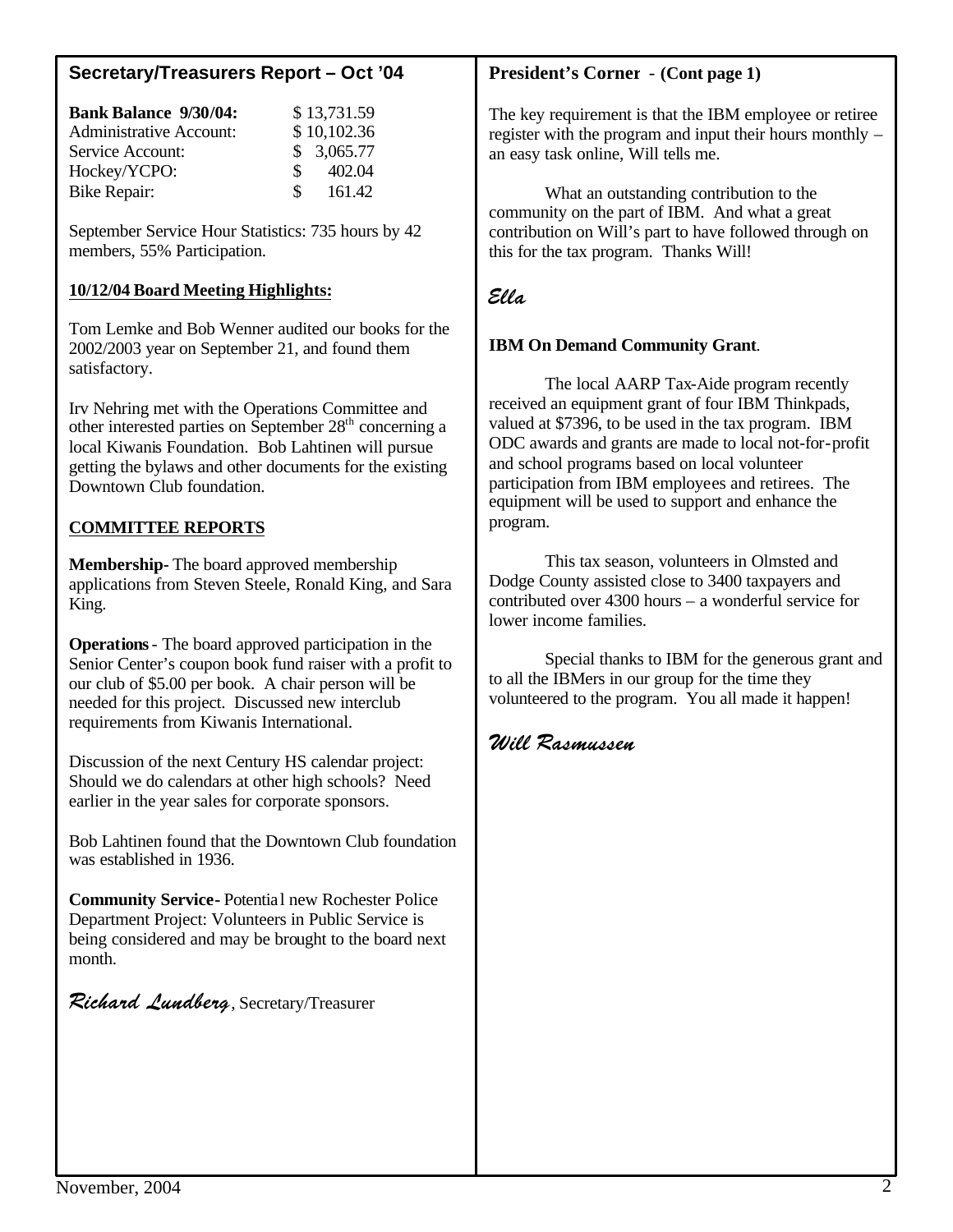## Secretary/Treasurers Report – Oct '04

| | |
|---|---|
| **Bank Balance 9/30/04:** | $ 13,731.59 |
| Administrative Account: | $ 10,102.36 |
| Service Account: | $ 3,065.77 |
| Hockey/YCPO: | $ 402.04 |
| Bike Repair: | $ 161.42 |

September Service Hour Statistics: 735 hours by 42 members, 55% Participation.

**10/12/04 Board Meeting Highlights:**

Tom Lemke and Bob Wenner audited our books for the 2002/2003 year on September 21, and found them satisfactory.

Irv Nehring met with the Operations Committee and other interested parties on September 28th concerning a local Kiwanis Foundation. Bob Lahtinen will pursue getting the bylaws and other documents for the existing Downtown Club foundation.

**COMMITTEE REPORTS**

**Membership**- The board approved membership applications from Steven Steele, Ronald King, and Sara King.

**Operations**- The board approved participation in the Senior Center's coupon book fund raiser with a profit to our club of $5.00 per book. A chair person will be needed for this project. Discussed new interclub requirements from Kiwanis International.

Discussion of the next Century HS calendar project: Should we do calendars at other high schools? Need earlier in the year sales for corporate sponsors.

Bob Lahtinen found that the Downtown Club foundation was established in 1936.

**Community Service**- Potential new Rochester Police Department Project: Volunteers in Public Service is being considered and may be brought to the board next month.

*Richard Lundberg*, Secretary/Treasurer

## President's Corner - (Cont page 1)

The key requirement is that the IBM employee or retiree register with the program and input their hours monthly – an easy task online, Will tells me.

What an outstanding contribution to the community on the part of IBM. And what a great contribution on Will's part to have followed through on this for the tax program. Thanks Will!

*Ella*

**IBM On Demand Community Grant**.

The local AARP Tax-Aide program recently received an equipment grant of four IBM Thinkpads, valued at $7396, to be used in the tax program. IBM ODC awards and grants are made to local not-for-profit and school programs based on local volunteer participation from IBM employees and retirees. The equipment will be used to support and enhance the program.

This tax season, volunteers in Olmsted and Dodge County assisted close to 3400 taxpayers and contributed over 4300 hours – a wonderful service for lower income families.

Special thanks to IBM for the generous grant and to all the IBMers in our group for the time they volunteered to the program. You all made it happen!

*Will Rasmussen*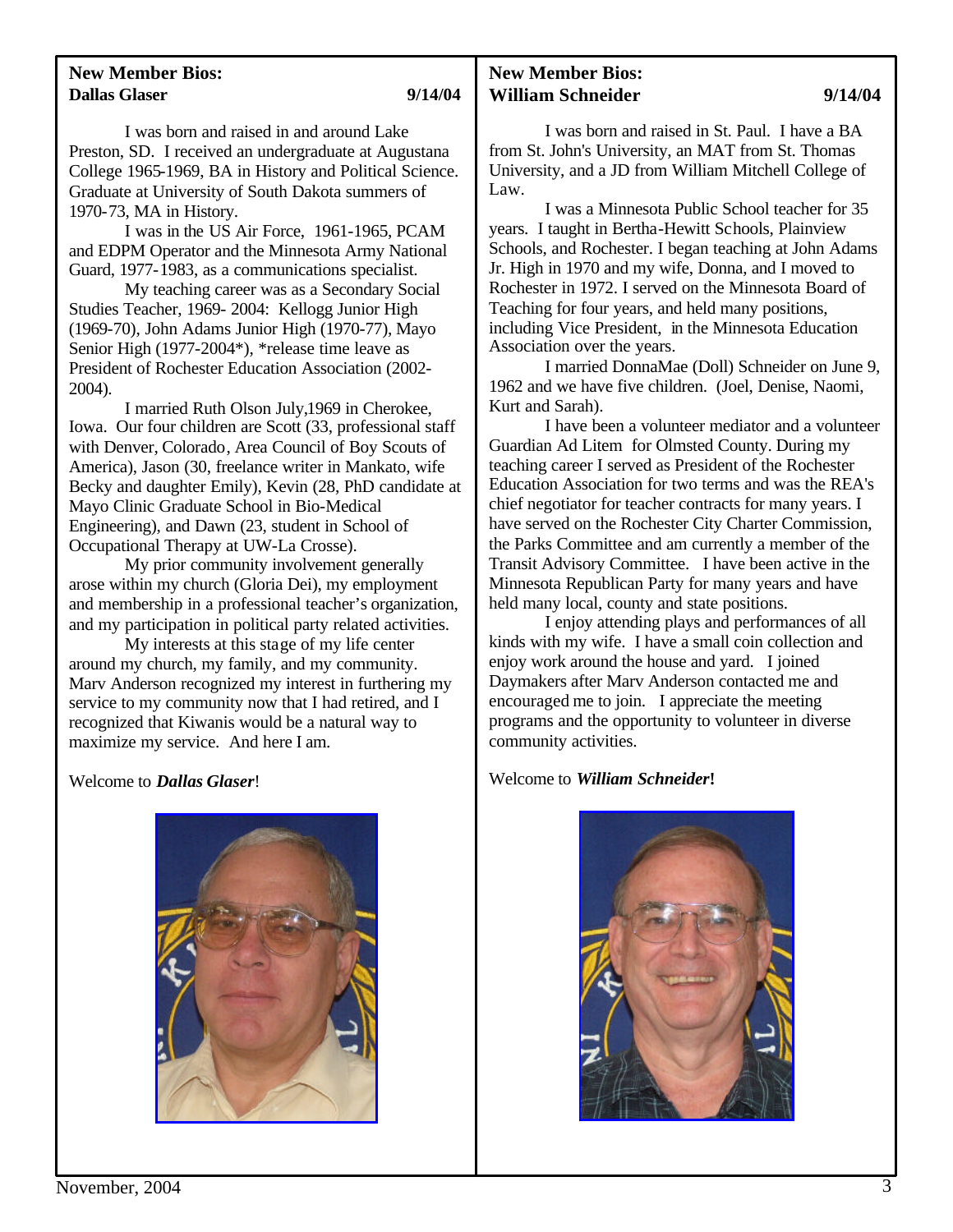## New Member Bios:
## Dallas Glaser — 9/14/04

I was born and raised in and around Lake Preston, SD. I received an undergraduate at Augustana College 1965-1969, BA in History and Political Science. Graduate at University of South Dakota summers of 1970-73, MA in History.

I was in the US Air Force, 1961-1965, PCAM and EDPM Operator and the Minnesota Army National Guard, 1977-1983, as a communications specialist.

My teaching career was as a Secondary Social Studies Teacher, 1969- 2004: Kellogg Junior High (1969-70), John Adams Junior High (1970-77), Mayo Senior High (1977-2004*), *release time leave as President of Rochester Education Association (2002-2004).

I married Ruth Olson July,1969 in Cherokee, Iowa. Our four children are Scott (33, professional staff with Denver, Colorado, Area Council of Boy Scouts of America), Jason (30, freelance writer in Mankato, wife Becky and daughter Emily), Kevin (28, PhD candidate at Mayo Clinic Graduate School in Bio-Medical Engineering), and Dawn (23, student in School of Occupational Therapy at UW-La Crosse).

My prior community involvement generally arose within my church (Gloria Dei), my employment and membership in a professional teacher's organization, and my participation in political party related activities.

My interests at this stage of my life center around my church, my family, and my community. Marv Anderson recognized my interest in furthering my service to my community now that I had retired, and I recognized that Kiwanis would be a natural way to maximize my service. And here I am.

Welcome to ***Dallas Glaser***!

## New Member Bios:
## William Schneider — 9/14/04

I was born and raised in St. Paul. I have a BA from St. John's University, an MAT from St. Thomas University, and a JD from William Mitchell College of Law.

I was a Minnesota Public School teacher for 35 years. I taught in Bertha-Hewitt Schools, Plainview Schools, and Rochester. I began teaching at John Adams Jr. High in 1970 and my wife, Donna, and I moved to Rochester in 1972. I served on the Minnesota Board of Teaching for four years, and held many positions, including Vice President, in the Minnesota Education Association over the years.

I married DonnaMae (Doll) Schneider on June 9, 1962 and we have five children. (Joel, Denise, Naomi, Kurt and Sarah).

I have been a volunteer mediator and a volunteer Guardian Ad Litem for Olmsted County. During my teaching career I served as President of the Rochester Education Association for two terms and was the REA's chief negotiator for teacher contracts for many years. I have served on the Rochester City Charter Commission, the Parks Committee and am currently a member of the Transit Advisory Committee. I have been active in the Minnesota Republican Party for many years and have held many local, county and state positions.

I enjoy attending plays and performances of all kinds with my wife. I have a small coin collection and enjoy work around the house and yard. I joined Daymakers after Marv Anderson contacted me and encouraged me to join. I appreciate the meeting programs and the opportunity to volunteer in diverse community activities.

Welcome to ***William Schneider*!**